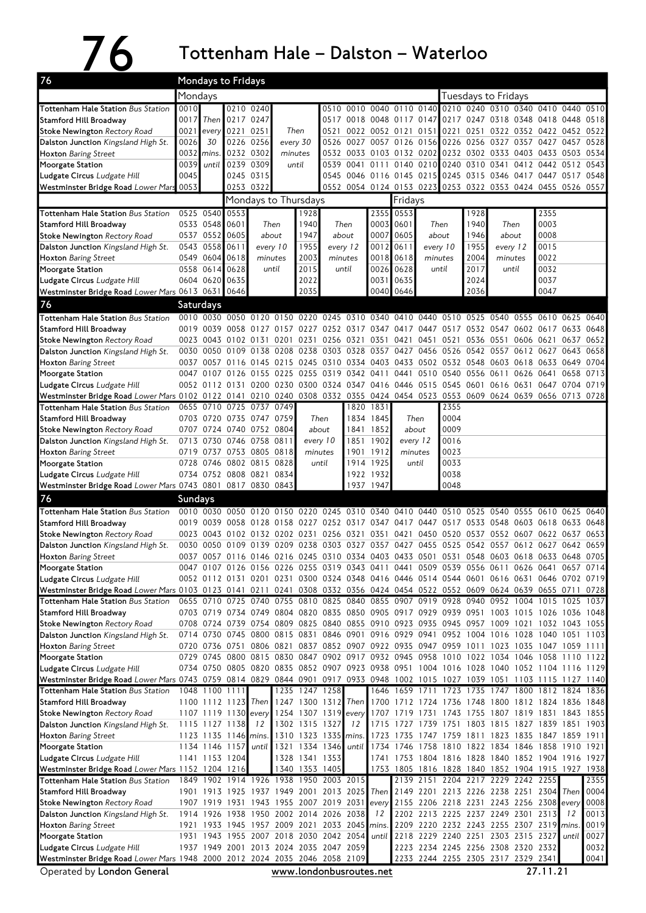# 76 Tottenham Hale – Dalston – Waterloo

## Mondays to Fridays

| Stop | Mondays | | | | | | | | | | | Tuesdays to Fridays | | | | | | |
|---|---|---|---|---|---|---|---|---|---|---|---|---|---|---|---|---|---|---|
| Tottenham Hale Station *Bus Station* | 0010 | Then every 30 mins. until | 0210 | 0240 | Then every 30 minutes until | 0510 | 0010 | 0040 | 0110 | 0140 | | 0210 | 0240 | 0310 | 0340 | 0410 | 0440 | 0510 |
| Stamford Hill Broadway | 0017 | | 0217 | 0247 | | 0517 | 0018 | 0048 | 0117 | 0147 | | 0217 | 0247 | 0318 | 0348 | 0418 | 0448 | 0518 |
| Stoke Newington *Rectory Road* | 0021 | | 0221 | 0251 | | 0521 | 0022 | 0052 | 0121 | 0151 | | 0221 | 0251 | 0322 | 0352 | 0422 | 0452 | 0522 |
| Dalston Junction *Kingsland High St.* | 0026 | | 0226 | 0256 | | 0526 | 0027 | 0057 | 0126 | 0156 | | 0226 | 0256 | 0327 | 0357 | 0427 | 0457 | 0528 |
| Hoxton *Baring Street* | 0032 | | 0232 | 0302 | | 0532 | 0033 | 0103 | 0132 | 0202 | | 0232 | 0302 | 0333 | 0403 | 0433 | 0503 | 0534 |
| Moorgate Station | 0039 | | 0239 | 0309 | | 0539 | 0041 | 0111 | 0140 | 0210 | | 0240 | 0310 | 0341 | 0412 | 0442 | 0512 | 0543 |
| Ludgate Circus *Ludgate Hill* | 0045 | | 0245 | 0315 | | 0545 | 0046 | 0116 | 0145 | 0215 | | 0245 | 0315 | 0346 | 0417 | 0447 | 0517 | 0548 |
| Westminster Bridge Road *Lower Marsh* | 0053 | | 0253 | 0322 | | 0552 | 0054 | 0124 | 0153 | 0223 | | 0253 | 0322 | 0353 | 0424 | 0455 | 0526 | 0557 |

| Stop | | | Mondays to Thursdays | | | | | | Fridays | | | | | |
|---|---|---|---|---|---|---|---|---|---|---|---|---|---|---|
| Tottenham Hale Station *Bus Station* | 0525 | 0540 | 0553 | Then about every 10 minutes until | 1928 | Then about every 12 minutes until | 2355 | 0553 | Then about every 10 minutes until | 1928 | Then about every 12 minutes until | 2355 |
| Stamford Hill Broadway | 0533 | 0548 | 0601 | | 1940 | | 0003 | 0601 | | 1940 | | 0003 |
| Stoke Newington *Rectory Road* | 0537 | 0552 | 0605 | | 1947 | | 0007 | 0605 | | 1946 | | 0008 |
| Dalston Junction *Kingsland High St.* | 0543 | 0558 | 0611 | | 1955 | | 0012 | 0611 | | 1955 | | 0015 |
| Hoxton *Baring Street* | 0549 | 0604 | 0618 | | 2003 | | 0018 | 0618 | | 2004 | | 0022 |
| Moorgate Station | 0558 | 0614 | 0628 | | 2015 | | 0026 | 0628 | | 2017 | | 0032 |
| Ludgate Circus *Ludgate Hill* | 0604 | 0620 | 0635 | | 2022 | | 0031 | 0635 | | 2024 | | 0037 |
| Westminster Bridge Road *Lower Marsh* | 0613 | 0631 | 0646 | | 2035 | | 0040 | 0646 | | 2036 | | 0047 |

## Saturdays

| Stop | | | | | | | | | | | | | | | | | | |
|---|---|---|---|---|---|---|---|---|---|---|---|---|---|---|---|---|---|---|
| Tottenham Hale Station *Bus Station* | 0010 | 0030 | 0050 | 0120 | 0150 | 0220 | 0245 | 0310 | 0340 | 0410 | 0440 | 0510 | 0525 | 0540 | 0555 | 0610 | 0625 | 0640 |
| Stamford Hill Broadway | 0019 | 0039 | 0058 | 0127 | 0157 | 0227 | 0252 | 0317 | 0347 | 0417 | 0447 | 0517 | 0532 | 0547 | 0602 | 0617 | 0633 | 0648 |
| Stoke Newington *Rectory Road* | 0023 | 0043 | 0102 | 0131 | 0201 | 0231 | 0256 | 0321 | 0351 | 0421 | 0451 | 0521 | 0536 | 0551 | 0606 | 0621 | 0637 | 0652 |
| Dalston Junction *Kingsland High St.* | 0030 | 0050 | 0109 | 0138 | 0208 | 0238 | 0303 | 0328 | 0357 | 0427 | 0456 | 0526 | 0542 | 0557 | 0612 | 0627 | 0643 | 0658 |
| Hoxton *Baring Street* | 0037 | 0057 | 0116 | 0145 | 0215 | 0245 | 0310 | 0334 | 0403 | 0433 | 0502 | 0532 | 0548 | 0603 | 0618 | 0633 | 0649 | 0704 |
| Moorgate Station | 0047 | 0107 | 0126 | 0155 | 0225 | 0255 | 0319 | 0342 | 0411 | 0441 | 0510 | 0540 | 0556 | 0611 | 0626 | 0641 | 0658 | 0713 |
| Ludgate Circus *Ludgate Hill* | 0052 | 0112 | 0131 | 0200 | 0230 | 0300 | 0324 | 0347 | 0416 | 0446 | 0515 | 0545 | 0601 | 0616 | 0631 | 0647 | 0704 | 0719 |
| Westminster Bridge Road *Lower Marsh* | 0102 | 0122 | 0141 | 0210 | 0240 | 0308 | 0332 | 0355 | 0424 | 0454 | 0523 | 0553 | 0609 | 0624 | 0639 | 0656 | 0713 | 0728 |

| Stop | | | | | | | | | | | |
|---|---|---|---|---|---|---|---|---|---|---|---|
| Tottenham Hale Station *Bus Station* | 0655 | 0710 | 0725 | 0737 | 0749 | Then about every 10 minutes until | 1820 | 1831 | Then about every 12 minutes until | 2355 |
| Stamford Hill Broadway | 0703 | 0720 | 0735 | 0747 | 0759 | | 1834 | 1845 | | 0004 |
| Stoke Newington *Rectory Road* | 0707 | 0724 | 0740 | 0752 | 0804 | | 1841 | 1852 | | 0009 |
| Dalston Junction *Kingsland High St.* | 0713 | 0730 | 0746 | 0758 | 0811 | | 1851 | 1902 | | 0016 |
| Hoxton *Baring Street* | 0719 | 0737 | 0753 | 0805 | 0818 | | 1901 | 1912 | | 0023 |
| Moorgate Station | 0728 | 0746 | 0802 | 0815 | 0828 | | 1914 | 1925 | | 0033 |
| Ludgate Circus *Ludgate Hill* | 0734 | 0752 | 0808 | 0821 | 0834 | | 1922 | 1932 | | 0038 |
| Westminster Bridge Road *Lower Marsh* | 0743 | 0801 | 0817 | 0830 | 0843 | | 1937 | 1947 | | 0048 |

## Sundays

| Stop | | | | | | | | | | | | | | | | | | |
|---|---|---|---|---|---|---|---|---|---|---|---|---|---|---|---|---|---|---|
| Tottenham Hale Station *Bus Station* | 0010 | 0030 | 0050 | 0120 | 0150 | 0220 | 0245 | 0310 | 0340 | 0410 | 0440 | 0510 | 0525 | 0540 | 0555 | 0610 | 0625 | 0640 |
| Stamford Hill Broadway | 0019 | 0039 | 0058 | 0128 | 0158 | 0227 | 0252 | 0317 | 0347 | 0417 | 0447 | 0517 | 0533 | 0548 | 0603 | 0618 | 0633 | 0648 |
| Stoke Newington *Rectory Road* | 0023 | 0043 | 0102 | 0132 | 0202 | 0231 | 0256 | 0321 | 0351 | 0421 | 0450 | 0520 | 0537 | 0552 | 0607 | 0622 | 0637 | 0653 |
| Dalston Junction *Kingsland High St.* | 0030 | 0050 | 0109 | 0139 | 0209 | 0238 | 0303 | 0327 | 0357 | 0427 | 0455 | 0525 | 0542 | 0557 | 0612 | 0627 | 0642 | 0659 |
| Hoxton *Baring Street* | 0037 | 0057 | 0116 | 0146 | 0216 | 0245 | 0310 | 0334 | 0403 | 0433 | 0501 | 0531 | 0548 | 0603 | 0618 | 0633 | 0648 | 0705 |
| Moorgate Station | 0047 | 0107 | 0126 | 0156 | 0226 | 0255 | 0319 | 0343 | 0411 | 0441 | 0509 | 0539 | 0556 | 0611 | 0626 | 0641 | 0657 | 0714 |
| Ludgate Circus *Ludgate Hill* | 0052 | 0112 | 0131 | 0201 | 0231 | 0300 | 0324 | 0348 | 0416 | 0446 | 0514 | 0544 | 0601 | 0616 | 0631 | 0646 | 0702 | 0719 |
| Westminster Bridge Road *Lower Marsh* | 0103 | 0123 | 0141 | 0211 | 0241 | 0308 | 0332 | 0356 | 0424 | 0454 | 0522 | 0552 | 0609 | 0624 | 0639 | 0655 | 0711 | 0728 |

| Stop | | | | | | | | | | | | | | | | | | |
|---|---|---|---|---|---|---|---|---|---|---|---|---|---|---|---|---|---|---|
| Tottenham Hale Station *Bus Station* | 0655 | 0710 | 0725 | 0740 | 0755 | 0810 | 0825 | 0840 | 0855 | 0907 | 0919 | 0928 | 0940 | 0952 | 1004 | 1015 | 1025 | 1037 |
| Stamford Hill Broadway | 0703 | 0719 | 0734 | 0749 | 0804 | 0820 | 0835 | 0850 | 0905 | 0917 | 0929 | 0939 | 0951 | 1003 | 1015 | 1026 | 1036 | 1048 |
| Stoke Newington *Rectory Road* | 0708 | 0724 | 0739 | 0754 | 0809 | 0825 | 0840 | 0855 | 0910 | 0923 | 0935 | 0945 | 0957 | 1009 | 1021 | 1032 | 1043 | 1055 |
| Dalston Junction *Kingsland High St.* | 0714 | 0730 | 0745 | 0800 | 0815 | 0831 | 0846 | 0901 | 0916 | 0929 | 0941 | 0952 | 1004 | 1016 | 1028 | 1040 | 1051 | 1103 |
| Hoxton *Baring Street* | 0720 | 0736 | 0751 | 0806 | 0821 | 0837 | 0852 | 0907 | 0922 | 0935 | 0947 | 0959 | 1011 | 1023 | 1035 | 1047 | 1059 | 1111 |
| Moorgate Station | 0729 | 0745 | 0800 | 0815 | 0830 | 0847 | 0902 | 0917 | 0932 | 0945 | 0958 | 1010 | 1022 | 1034 | 1046 | 1058 | 1110 | 1122 |
| Ludgate Circus *Ludgate Hill* | 0734 | 0750 | 0805 | 0820 | 0835 | 0852 | 0907 | 0923 | 0938 | 0951 | 1004 | 1016 | 1028 | 1040 | 1052 | 1104 | 1116 | 1129 |
| Westminster Bridge Road *Lower Marsh* | 0743 | 0759 | 0814 | 0829 | 0844 | 0901 | 0917 | 0933 | 0948 | 1002 | 1015 | 1027 | 1039 | 1051 | 1103 | 1115 | 1127 | 1140 |

| Stop | | | | | | | | | | | | | | | | | | |
|---|---|---|---|---|---|---|---|---|---|---|---|---|---|---|---|---|---|---|
| Tottenham Hale Station *Bus Station* | 1048 | 1100 | 1111 | Then every 12 mins. until | 1235 | 1247 | 1258 | Then every 12 mins. until | 1646 | 1659 | 1711 | 1723 | 1735 | 1747 | 1800 | 1812 | 1824 | 1836 |
| Stamford Hill Broadway | 1100 | 1112 | 1123 | | 1247 | 1300 | 1312 | | 1700 | 1712 | 1724 | 1736 | 1748 | 1800 | 1812 | 1824 | 1836 | 1848 |
| Stoke Newington *Rectory Road* | 1107 | 1119 | 1130 | | 1254 | 1307 | 1319 | | 1707 | 1719 | 1731 | 1743 | 1755 | 1807 | 1819 | 1831 | 1843 | 1855 |
| Dalston Junction *Kingsland High St.* | 1115 | 1127 | 1138 | | 1302 | 1315 | 1327 | | 1715 | 1727 | 1739 | 1751 | 1803 | 1815 | 1827 | 1839 | 1851 | 1903 |
| Hoxton *Baring Street* | 1123 | 1135 | 1146 | | 1310 | 1323 | 1335 | | 1723 | 1735 | 1747 | 1759 | 1811 | 1823 | 1835 | 1847 | 1859 | 1911 |
| Moorgate Station | 1134 | 1146 | 1157 | | 1321 | 1334 | 1346 | | 1734 | 1746 | 1758 | 1810 | 1822 | 1834 | 1846 | 1858 | 1910 | 1921 |
| Ludgate Circus *Ludgate Hill* | 1141 | 1153 | 1204 | | 1328 | 1341 | 1353 | | 1741 | 1753 | 1804 | 1816 | 1828 | 1840 | 1852 | 1904 | 1916 | 1927 |
| Westminster Bridge Road *Lower Marsh* | 1152 | 1204 | 1216 | | 1340 | 1353 | 1405 | | 1753 | 1805 | 1816 | 1828 | 1840 | 1852 | 1904 | 1915 | 1927 | 1938 |

| Stop | | | | | | | | | | | | | | | | | | |
|---|---|---|---|---|---|---|---|---|---|---|---|---|---|---|---|---|---|---|
| Tottenham Hale Station *Bus Station* | 1849 | 1902 | 1914 | 1926 | 1938 | 1950 | 2003 | 2015 | Then every 12 mins. until | 2139 | 2151 | 2204 | 2217 | 2229 | 2242 | 2255 | Then every 12 mins. until | 2355 |
| Stamford Hill Broadway | 1901 | 1913 | 1925 | 1937 | 1949 | 2001 | 2013 | 2025 | | 2149 | 2201 | 2213 | 2226 | 2238 | 2251 | 2304 | | 0004 |
| Stoke Newington *Rectory Road* | 1907 | 1919 | 1931 | 1943 | 1955 | 2007 | 2019 | 2031 | | 2155 | 2206 | 2218 | 2231 | 2243 | 2256 | 2308 | | 0008 |
| Dalston Junction *Kingsland High St.* | 1914 | 1926 | 1938 | 1950 | 2002 | 2014 | 2026 | 2038 | | 2202 | 2213 | 2225 | 2237 | 2249 | 2301 | 2313 | | 0013 |
| Hoxton *Baring Street* | 1921 | 1933 | 1945 | 1957 | 2009 | 2021 | 2033 | 2045 | | 2209 | 2220 | 2232 | 2243 | 2255 | 2307 | 2319 | | 0019 |
| Moorgate Station | 1931 | 1943 | 1955 | 2007 | 2018 | 2030 | 2042 | 2054 | | 2218 | 2229 | 2240 | 2251 | 2303 | 2315 | 2327 | | 0027 |
| Ludgate Circus *Ludgate Hill* | 1937 | 1949 | 2001 | 2013 | 2024 | 2035 | 2047 | 2059 | | 2223 | 2234 | 2245 | 2256 | 2308 | 2320 | 2332 | | 0032 |
| Westminster Bridge Road *Lower Marsh* | 1948 | 2000 | 2012 | 2024 | 2035 | 2046 | 2058 | 2109 | | 2233 | 2244 | 2255 | 2305 | 2317 | 2329 | 2341 | | 0041 |

Operated by **London General** www.londonbusroutes.net 27.11.21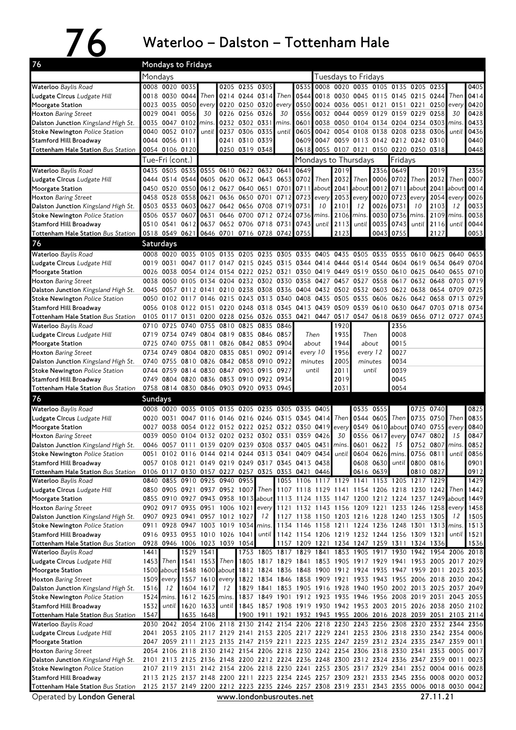# 76 Waterloo – Dalston – Tottenham Hale

## 76 Mondays to Fridays

| | Mondays | | | | | | | | | Tuesdays to Fridays | | | | | | | | |
|---|---|---|---|---|---|---|---|---|---|---|---|---|---|---|---|---|---|---|
| **Waterloo** *Baylis Road* | 0008 | 0020 | 0035 | | 0205 | 0235 | 0305 | | 0535 | 0008 | 0020 | 0035 | 0105 | 0135 | 0205 | 0235 | | 0405 |
| **Ludgate Circus** *Ludgate Hill* | 0018 | 0030 | 0044 | Then | 0214 | 0244 | 0314 | Then | 0544 | 0018 | 0030 | 0045 | 0115 | 0145 | 0215 | 0244 | Then | 0414 |
| **Moorgate Station** | 0023 | 0035 | 0050 | every | 0220 | 0250 | 0320 | every | 0550 | 0024 | 0036 | 0051 | 0121 | 0151 | 0221 | 0250 | every | 0420 |
| **Hoxton** *Baring Street* | 0029 | 0041 | 0056 | 30 | 0226 | 0256 | 0326 | 30 | 0556 | 0032 | 0044 | 0059 | 0129 | 0159 | 0229 | 0258 | 30 | 0428 |
| **Dalston Junction** *Kingsland High St.* | 0035 | 0047 | 0102 | mins. | 0232 | 0302 | 0331 | mins. | 0601 | 0038 | 0050 | 0104 | 0134 | 0204 | 0234 | 0303 | mins. | 0433 |
| **Stoke Newington** *Police Station* | 0040 | 0052 | 0107 | until | 0237 | 0306 | 0335 | until | 0605 | 0042 | 0054 | 0108 | 0138 | 0208 | 0238 | 0306 | until | 0436 |
| **Stamford Hill Broadway** | 0044 | 0056 | 0111 | | 0241 | 0310 | 0339 | | 0609 | 0047 | 0059 | 0113 | 0142 | 0212 | 0242 | 0310 | | 0440 |
| **Tottenham Hale Station** *Bus Station* | 0054 | 0106 | 0120 | | 0250 | 0319 | 0348 | | 0618 | 0055 | 0107 | 0121 | 0150 | 0220 | 0250 | 0318 | | 0448 |

| | Tue-Fri (cont.) | | | | | | | | Mondays to Thursdays | | | | | Fridays | | | | |
|---|---|---|---|---|---|---|---|---|---|---|---|---|---|---|---|---|---|---|
| **Waterloo** *Baylis Road* | 0435 | 0505 | 0535 | 0555 | 0610 | 0622 | 0632 | 0641 | 0649 | | 2019 | | 2356 | 0649 | | 2019 | | 2356 |
| **Ludgate Circus** *Ludgate Hill* | 0444 | 0514 | 0544 | 0605 | 0620 | 0632 | 0643 | 0653 | 0702 | Then | 2032 | Then | 0006 | 0702 | Then | 2032 | Then | 0007 |
| **Moorgate Station** | 0450 | 0520 | 0550 | 0612 | 0627 | 0640 | 0651 | 0701 | 0711 | about | 2041 | about | 0012 | 0711 | about | 2041 | about | 0014 |
| **Hoxton** *Baring Street* | 0458 | 0528 | 0558 | 0621 | 0636 | 0650 | 0701 | 0712 | 0723 | every | 2053 | every | 0020 | 0723 | every | 2054 | every | 0026 |
| **Dalston Junction** *Kingsland High St.* | 0503 | 0533 | 0603 | 0627 | 0642 | 0656 | 0708 | 0719 | 0731 | 10 | 2101 | 12 | 0026 | 0731 | 10 | 2103 | 12 | 0033 |
| **Stoke Newington** *Police Station* | 0506 | 0537 | 0607 | 0631 | 0646 | 0700 | 0712 | 0724 | 0736 | mins. | 2106 | mins. | 0030 | 0736 | mins. | 2109 | mins. | 0038 |
| **Stamford Hill Broadway** | 0510 | 0541 | 0612 | 0637 | 0652 | 0706 | 0718 | 0731 | 0743 | until | 2113 | until | 0035 | 0743 | until | 2116 | until | 0044 |
| **Tottenham Hale Station** *Bus Station* | 0518 | 0549 | 0621 | 0646 | 0701 | 0716 | 0728 | 0742 | 0755 | | 2123 | | 0043 | 0755 | | 2127 | | 0053 |

## 76 Saturdays

| | | | | | | | | | | | | | | | | | | |
|---|---|---|---|---|---|---|---|---|---|---|---|---|---|---|---|---|---|---|
| **Waterloo** *Baylis Road* | 0008 | 0020 | 0035 | 0105 | 0135 | 0205 | 0235 | 0305 | 0335 | 0405 | 0435 | 0505 | 0535 | 0555 | 0610 | 0625 | 0640 | 0655 |
| **Ludgate Circus** *Ludgate Hill* | 0019 | 0031 | 0047 | 0117 | 0147 | 0215 | 0245 | 0315 | 0344 | 0414 | 0444 | 0514 | 0544 | 0604 | 0619 | 0634 | 0649 | 0704 |
| **Moorgate Station** | 0026 | 0038 | 0054 | 0124 | 0154 | 0222 | 0252 | 0321 | 0350 | 0419 | 0449 | 0519 | 0550 | 0610 | 0625 | 0640 | 0655 | 0710 |
| **Hoxton** *Baring Street* | 0038 | 0050 | 0105 | 0134 | 0204 | 0232 | 0302 | 0330 | 0358 | 0427 | 0457 | 0527 | 0558 | 0617 | 0632 | 0648 | 0703 | 0719 |
| **Dalston Junction** *Kingsland High St.* | 0045 | 0057 | 0112 | 0141 | 0210 | 0238 | 0308 | 0336 | 0404 | 0432 | 0502 | 0532 | 0603 | 0622 | 0638 | 0654 | 0709 | 0725 |
| **Stoke Newington** *Police Station* | 0050 | 0102 | 0117 | 0146 | 0215 | 0243 | 0313 | 0340 | 0408 | 0435 | 0505 | 0535 | 0606 | 0626 | 0642 | 0658 | 0713 | 0729 |
| **Stamford Hill Broadway** | 0056 | 0108 | 0122 | 0151 | 0220 | 0248 | 0318 | 0345 | 0413 | 0439 | 0509 | 0539 | 0610 | 0630 | 0647 | 0703 | 0718 | 0734 |
| **Tottenham Hale Station** *Bus Station* | 0105 | 0117 | 0131 | 0200 | 0228 | 0256 | 0325 | 0353 | 0421 | 0447 | 0517 | 0547 | 0618 | 0639 | 0656 | 0712 | 0727 | 0743 |

| | | | | | | | | | | | | |
|---|---|---|---|---|---|---|---|---|---|---|---|---|
| **Waterloo** *Baylis Road* | 0710 | 0725 | 0740 | 0755 | 0810 | 0825 | 0835 | 0846 | | 1920 | | 2356 |
| **Ludgate Circus** *Ludgate Hill* | 0719 | 0734 | 0749 | 0804 | 0819 | 0835 | 0846 | 0857 | Then | 1935 | Then | 0008 |
| **Moorgate Station** | 0725 | 0740 | 0755 | 0811 | 0826 | 0842 | 0853 | 0904 | about | 1944 | about | 0015 |
| **Hoxton** *Baring Street* | 0734 | 0749 | 0804 | 0820 | 0835 | 0851 | 0902 | 0914 | every 10 | 1956 | every 12 | 0027 |
| **Dalston Junction** *Kingsland High St.* | 0740 | 0755 | 0810 | 0826 | 0842 | 0858 | 0910 | 0922 | minutes | 2005 | minutes | 0034 |
| **Stoke Newington** *Police Station* | 0744 | 0759 | 0814 | 0830 | 0847 | 0903 | 0915 | 0927 | until | 2011 | until | 0039 |
| **Stamford Hill Broadway** | 0749 | 0804 | 0820 | 0836 | 0853 | 0910 | 0922 | 0934 | | 2019 | | 0045 |
| **Tottenham Hale Station** *Bus Station* | 0758 | 0814 | 0830 | 0846 | 0903 | 0920 | 0933 | 0945 | | 2031 | | 0054 |

## 76 Sundays

| | | | | | | | | | | | | | | | | | | |
|---|---|---|---|---|---|---|---|---|---|---|---|---|---|---|---|---|---|---|
| **Waterloo** *Baylis Road* | 0008 | 0020 | 0035 | 0105 | 0135 | 0205 | 0235 | 0305 | 0335 | 0405 | | 0535 | 0555 | | 0725 | 0740 | | 0825 |
| **Ludgate Circus** *Ludgate Hill* | 0020 | 0031 | 0047 | 0116 | 0146 | 0216 | 0246 | 0315 | 0345 | 0414 | Then | 0544 | 0605 | Then | 0735 | 0750 | Then | 0835 |
| **Moorgate Station** | 0027 | 0038 | 0054 | 0122 | 0152 | 0222 | 0252 | 0322 | 0350 | 0419 | every | 0549 | 0610 | about | 0740 | 0755 | every | 0840 |
| **Hoxton** *Baring Street* | 0039 | 0050 | 0104 | 0132 | 0202 | 0232 | 0302 | 0331 | 0359 | 0426 | 30 | 0556 | 0617 | every | 0747 | 0802 | 15 | 0847 |
| **Dalston Junction** *Kingsland High St.* | 0046 | 0057 | 0111 | 0139 | 0209 | 0239 | 0308 | 0337 | 0405 | 0431 | mins. | 0601 | 0622 | 15 | 0752 | 0807 | mins. | 0852 |
| **Stoke Newington** *Police Station* | 0051 | 0102 | 0116 | 0144 | 0214 | 0244 | 0313 | 0341 | 0409 | 0434 | until | 0604 | 0626 | mins. | 0756 | 0811 | until | 0856 |
| **Stamford Hill Broadway** | 0057 | 0108 | 0121 | 0149 | 0219 | 0249 | 0317 | 0345 | 0413 | 0438 | | 0608 | 0630 | until | 0800 | 0816 | | 0901 |
| **Tottenham Hale Station** *Bus Station* | 0106 | 0117 | 0130 | 0157 | 0227 | 0257 | 0325 | 0353 | 0421 | 0446 | | 0616 | 0639 | | 0810 | 0827 | | 0912 |

| | | | | | | | | | | | | | | | | | | |
|---|---|---|---|---|---|---|---|---|---|---|---|---|---|---|---|---|---|---|
| **Waterloo** *Baylis Road* | 0840 | 0855 | 0910 | 0925 | 0940 | 0955 | | 1055 | 1106 | 1117 | 1129 | 1141 | 1153 | 1205 | 1217 | 1229 | | 1429 |
| **Ludgate Circus** *Ludgate Hill* | 0850 | 0905 | 0921 | 0937 | 0952 | 1007 | Then | 1107 | 1118 | 1129 | 1141 | 1154 | 1206 | 1218 | 1230 | 1242 | Then | 1442 |
| **Moorgate Station** | 0855 | 0910 | 0927 | 0943 | 0958 | 1013 | about | 1113 | 1124 | 1135 | 1147 | 1200 | 1212 | 1224 | 1237 | 1249 | about | 1449 |
| **Hoxton** *Baring Street* | 0902 | 0917 | 0935 | 0951 | 1006 | 1021 | every | 1121 | 1132 | 1143 | 1156 | 1209 | 1221 | 1233 | 1246 | 1258 | every | 1458 |
| **Dalston Junction** *Kingsland High St.* | 0907 | 0923 | 0941 | 0957 | 1012 | 1027 | 12 | 1127 | 1138 | 1150 | 1203 | 1216 | 1228 | 1240 | 1253 | 1305 | 12 | 1505 |
| **Stoke Newington** *Police Station* | 0911 | 0928 | 0947 | 1003 | 1019 | 1034 | mins. | 1134 | 1146 | 1158 | 1211 | 1224 | 1236 | 1248 | 1301 | 1313 | mins. | 1513 |
| **Stamford Hill Broadway** | 0916 | 0933 | 0953 | 1010 | 1026 | 1041 | until | 1142 | 1154 | 1206 | 1219 | 1232 | 1244 | 1256 | 1309 | 1321 | until | 1521 |
| **Tottenham Hale Station** *Bus Station* | 0928 | 0946 | 1006 | 1023 | 1039 | 1054 | | 1157 | 1209 | 1221 | 1234 | 1247 | 1259 | 1311 | 1324 | 1336 | | 1536 |

| | | | | | | | | | | | | | | | | | | |
|---|---|---|---|---|---|---|---|---|---|---|---|---|---|---|---|---|---|---|
| **Waterloo** *Baylis Road* | 1441 | | 1529 | 1541 | | 1753 | 1805 | 1817 | 1829 | 1841 | 1853 | 1905 | 1917 | 1930 | 1942 | 1954 | 2006 | 2018 |
| **Ludgate Circus** *Ludgate Hill* | 1453 | Then | 1541 | 1553 | Then | 1805 | 1817 | 1829 | 1841 | 1853 | 1905 | 1917 | 1929 | 1941 | 1953 | 2005 | 2017 | 2029 |
| **Moorgate Station** | 1500 | about | 1548 | 1600 | about | 1812 | 1824 | 1836 | 1848 | 1900 | 1912 | 1924 | 1935 | 1947 | 1959 | 2011 | 2023 | 2035 |
| **Hoxton** *Baring Street* | 1509 | every | 1557 | 1610 | every | 1822 | 1834 | 1846 | 1858 | 1909 | 1921 | 1933 | 1943 | 1955 | 2006 | 2018 | 2030 | 2042 |
| **Dalston Junction** *Kingsland High St.* | 1516 | 12 | 1604 | 1617 | 12 | 1829 | 1841 | 1853 | 1905 | 1916 | 1928 | 1940 | 1950 | 2002 | 2013 | 2025 | 2037 | 2049 |
| **Stoke Newington** *Police Station* | 1524 | mins. | 1612 | 1625 | mins. | 1837 | 1849 | 1901 | 1912 | 1923 | 1935 | 1946 | 1956 | 2008 | 2019 | 2031 | 2043 | 2055 |
| **Stamford Hill Broadway** | 1532 | until | 1620 | 1633 | until | 1845 | 1857 | 1908 | 1919 | 1930 | 1942 | 1953 | 2003 | 2015 | 2026 | 2038 | 2050 | 2102 |
| **Tottenham Hale Station** *Bus Station* | 1547 | | 1635 | 1648 | | 1900 | 1911 | 1921 | 1932 | 1943 | 1955 | 2006 | 2016 | 2028 | 2039 | 2051 | 2103 | 2114 |

| | | | | | | | | | | | | | | | | | | |
|---|---|---|---|---|---|---|---|---|---|---|---|---|---|---|---|---|---|---|
| **Waterloo** *Baylis Road* | 2030 | 2042 | 2054 | 2106 | 2118 | 2130 | 2142 | 2154 | 2206 | 2218 | 2230 | 2243 | 2256 | 2308 | 2320 | 2332 | 2344 | 2356 |
| **Ludgate Circus** *Ludgate Hill* | 2041 | 2053 | 2105 | 2117 | 2129 | 2141 | 2153 | 2205 | 2217 | 2229 | 2241 | 2253 | 2306 | 2318 | 2330 | 2342 | 2354 | 0006 |
| **Moorgate Station** | 2047 | 2059 | 2111 | 2123 | 2135 | 2147 | 2159 | 2211 | 2223 | 2235 | 2247 | 2259 | 2312 | 2324 | 2335 | 2347 | 2359 | 0011 |
| **Hoxton** *Baring Street* | 2054 | 2106 | 2118 | 2130 | 2142 | 2154 | 2206 | 2218 | 2230 | 2242 | 2254 | 2306 | 2318 | 2330 | 2341 | 2353 | 0005 | 0017 |
| **Dalston Junction** *Kingsland High St.* | 2101 | 2113 | 2125 | 2136 | 2148 | 2200 | 2212 | 2224 | 2236 | 2248 | 2300 | 2312 | 2324 | 2336 | 2347 | 2359 | 0011 | 0023 |
| **Stoke Newington** *Police Station* | 2107 | 2119 | 2131 | 2142 | 2154 | 2206 | 2218 | 2230 | 2241 | 2253 | 2305 | 2317 | 2329 | 2341 | 2352 | 0004 | 0016 | 0028 |
| **Stamford Hill Broadway** | 2113 | 2125 | 2137 | 2148 | 2200 | 2211 | 2223 | 2234 | 2245 | 2257 | 2309 | 2321 | 2333 | 2345 | 2356 | 0008 | 0020 | 0032 |
| **Tottenham Hale Station** *Bus Station* | 2125 | 2137 | 2149 | 2200 | 2212 | 2223 | 2235 | 2246 | 2257 | 2308 | 2319 | 2331 | 2343 | 2355 | 0006 | 0018 | 0030 | 0042 |

Operated by **London General** www.londonbusroutes.net 27.11.21